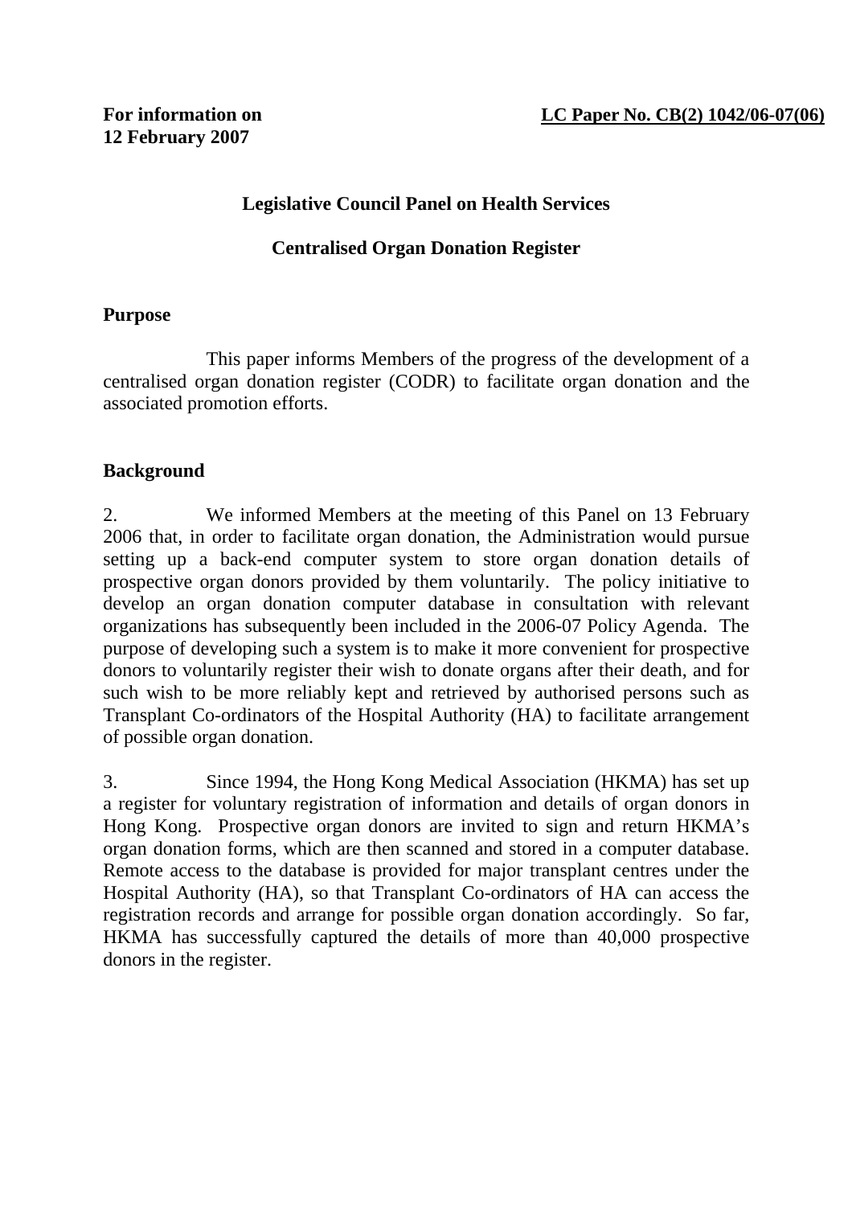**For information on 12 February 2007**

**LC Paper No. CB(2) 1042/06-07(06)**

**Legislative Council Panel on Health Services**

**Centralised Organ Donation Register**

## Purpose

This paper informs Members of the progress of the development of a centralised organ donation register (CODR) to facilitate organ donation and the associated promotion efforts.

## Background

2. We informed Members at the meeting of this Panel on 13 February 2006 that, in order to facilitate organ donation, the Administration would pursue setting up a back-end computer system to store organ donation details of prospective organ donors provided by them voluntarily. The policy initiative to develop an organ donation computer database in consultation with relevant organizations has subsequently been included in the 2006-07 Policy Agenda. The purpose of developing such a system is to make it more convenient for prospective donors to voluntarily register their wish to donate organs after their death, and for such wish to be more reliably kept and retrieved by authorised persons such as Transplant Co-ordinators of the Hospital Authority (HA) to facilitate arrangement of possible organ donation.

3. Since 1994, the Hong Kong Medical Association (HKMA) has set up a register for voluntary registration of information and details of organ donors in Hong Kong. Prospective organ donors are invited to sign and return HKMA's organ donation forms, which are then scanned and stored in a computer database. Remote access to the database is provided for major transplant centres under the Hospital Authority (HA), so that Transplant Co-ordinators of HA can access the registration records and arrange for possible organ donation accordingly. So far, HKMA has successfully captured the details of more than 40,000 prospective donors in the register.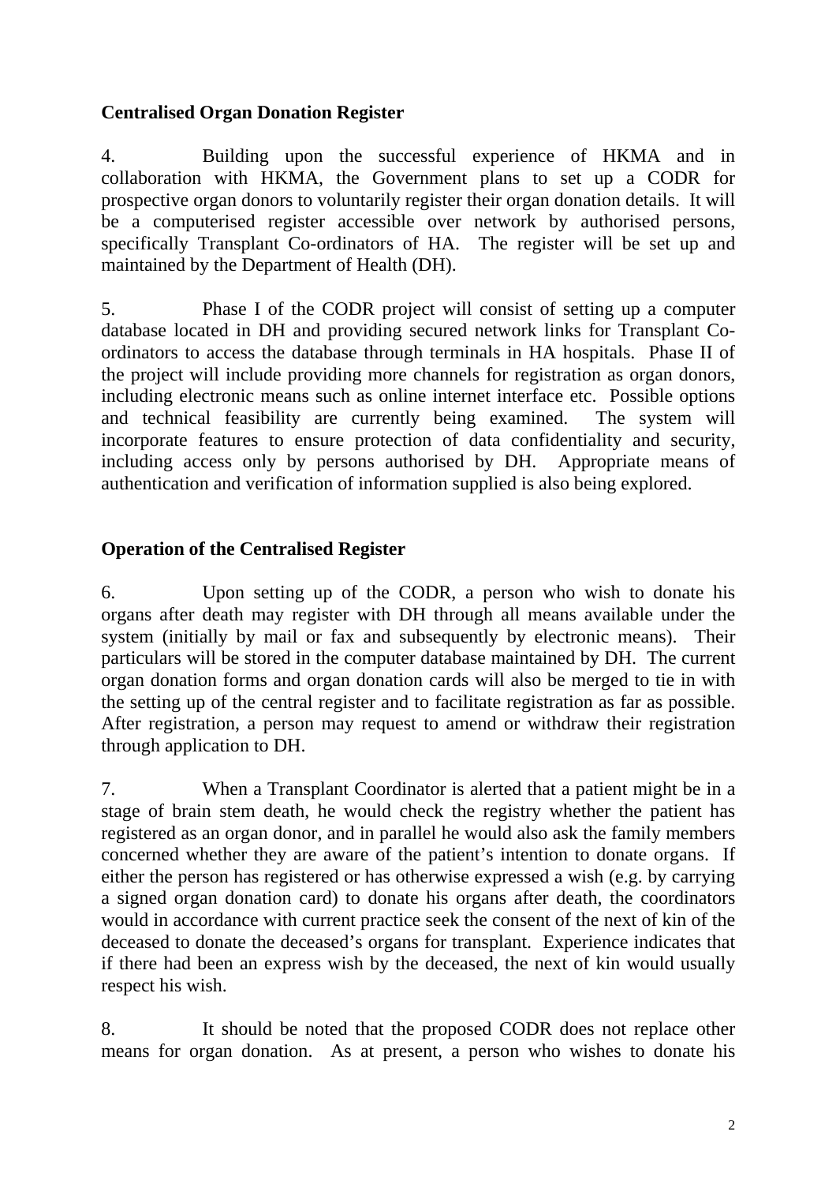**Centralised Organ Donation Register**

4. Building upon the successful experience of HKMA and in collaboration with HKMA, the Government plans to set up a CODR for prospective organ donors to voluntarily register their organ donation details. It will be a computerised register accessible over network by authorised persons, specifically Transplant Co-ordinators of HA. The register will be set up and maintained by the Department of Health (DH).

5. Phase I of the CODR project will consist of setting up a computer database located in DH and providing secured network links for Transplant Co-ordinators to access the database through terminals in HA hospitals. Phase II of the project will include providing more channels for registration as organ donors, including electronic means such as online internet interface etc. Possible options and technical feasibility are currently being examined. The system will incorporate features to ensure protection of data confidentiality and security, including access only by persons authorised by DH. Appropriate means of authentication and verification of information supplied is also being explored.

**Operation of the Centralised Register**

6. Upon setting up of the CODR, a person who wish to donate his organs after death may register with DH through all means available under the system (initially by mail or fax and subsequently by electronic means). Their particulars will be stored in the computer database maintained by DH. The current organ donation forms and organ donation cards will also be merged to tie in with the setting up of the central register and to facilitate registration as far as possible. After registration, a person may request to amend or withdraw their registration through application to DH.

7. When a Transplant Coordinator is alerted that a patient might be in a stage of brain stem death, he would check the registry whether the patient has registered as an organ donor, and in parallel he would also ask the family members concerned whether they are aware of the patient's intention to donate organs. If either the person has registered or has otherwise expressed a wish (e.g. by carrying a signed organ donation card) to donate his organs after death, the coordinators would in accordance with current practice seek the consent of the next of kin of the deceased to donate the deceased's organs for transplant. Experience indicates that if there had been an express wish by the deceased, the next of kin would usually respect his wish.

8. It should be noted that the proposed CODR does not replace other means for organ donation. As at present, a person who wishes to donate his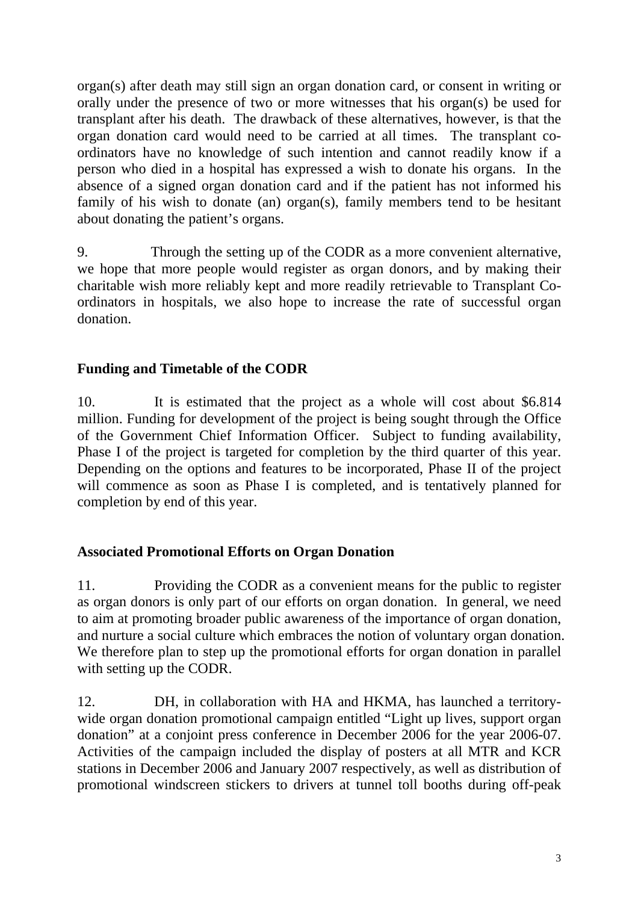organ(s) after death may still sign an organ donation card, or consent in writing or orally under the presence of two or more witnesses that his organ(s) be used for transplant after his death. The drawback of these alternatives, however, is that the organ donation card would need to be carried at all times. The transplant co-ordinators have no knowledge of such intention and cannot readily know if a person who died in a hospital has expressed a wish to donate his organs. In the absence of a signed organ donation card and if the patient has not informed his family of his wish to donate (an) organ(s), family members tend to be hesitant about donating the patient's organs.

9. Through the setting up of the CODR as a more convenient alternative, we hope that more people would register as organ donors, and by making their charitable wish more reliably kept and more readily retrievable to Transplant Co-ordinators in hospitals, we also hope to increase the rate of successful organ donation.

## Funding and Timetable of the CODR

10. It is estimated that the project as a whole will cost about $6.814 million. Funding for development of the project is being sought through the Office of the Government Chief Information Officer. Subject to funding availability, Phase I of the project is targeted for completion by the third quarter of this year. Depending on the options and features to be incorporated, Phase II of the project will commence as soon as Phase I is completed, and is tentatively planned for completion by end of this year.

## Associated Promotional Efforts on Organ Donation

11. Providing the CODR as a convenient means for the public to register as organ donors is only part of our efforts on organ donation. In general, we need to aim at promoting broader public awareness of the importance of organ donation, and nurture a social culture which embraces the notion of voluntary organ donation. We therefore plan to step up the promotional efforts for organ donation in parallel with setting up the CODR.

12. DH, in collaboration with HA and HKMA, has launched a territory-wide organ donation promotional campaign entitled "Light up lives, support organ donation" at a conjoint press conference in December 2006 for the year 2006-07. Activities of the campaign included the display of posters at all MTR and KCR stations in December 2006 and January 2007 respectively, as well as distribution of promotional windscreen stickers to drivers at tunnel toll booths during off-peak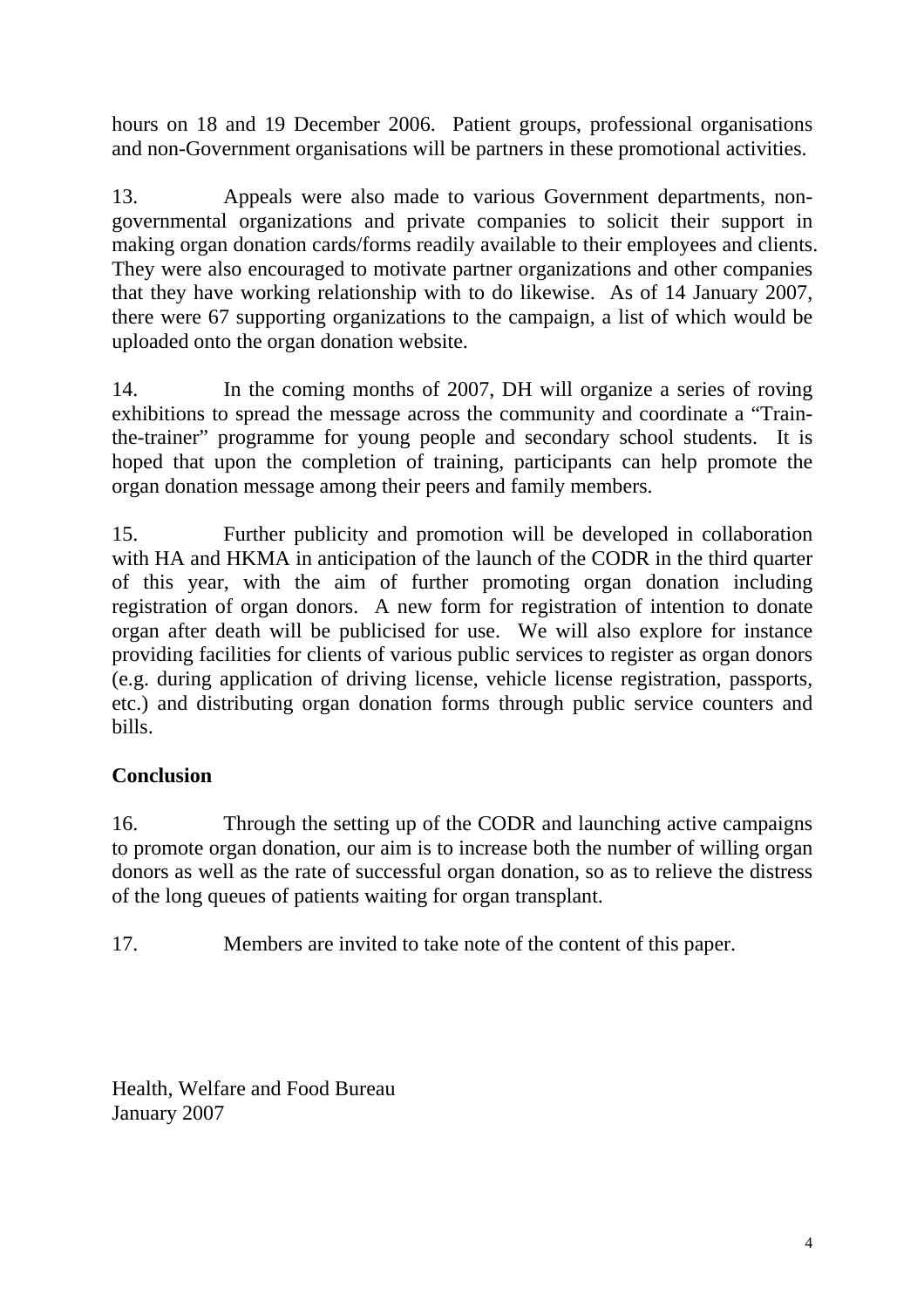hours on 18 and 19 December 2006. Patient groups, professional organisations and non-Government organisations will be partners in these promotional activities.

13. Appeals were also made to various Government departments, non-governmental organizations and private companies to solicit their support in making organ donation cards/forms readily available to their employees and clients. They were also encouraged to motivate partner organizations and other companies that they have working relationship with to do likewise. As of 14 January 2007, there were 67 supporting organizations to the campaign, a list of which would be uploaded onto the organ donation website.

14. In the coming months of 2007, DH will organize a series of roving exhibitions to spread the message across the community and coordinate a "Train-the-trainer" programme for young people and secondary school students. It is hoped that upon the completion of training, participants can help promote the organ donation message among their peers and family members.

15. Further publicity and promotion will be developed in collaboration with HA and HKMA in anticipation of the launch of the CODR in the third quarter of this year, with the aim of further promoting organ donation including registration of organ donors. A new form for registration of intention to donate organ after death will be publicised for use. We will also explore for instance providing facilities for clients of various public services to register as organ donors (e.g. during application of driving license, vehicle license registration, passports, etc.) and distributing organ donation forms through public service counters and bills.

**Conclusion**

16. Through the setting up of the CODR and launching active campaigns to promote organ donation, our aim is to increase both the number of willing organ donors as well as the rate of successful organ donation, so as to relieve the distress of the long queues of patients waiting for organ transplant.

17. Members are invited to take note of the content of this paper.

Health, Welfare and Food Bureau
January 2007